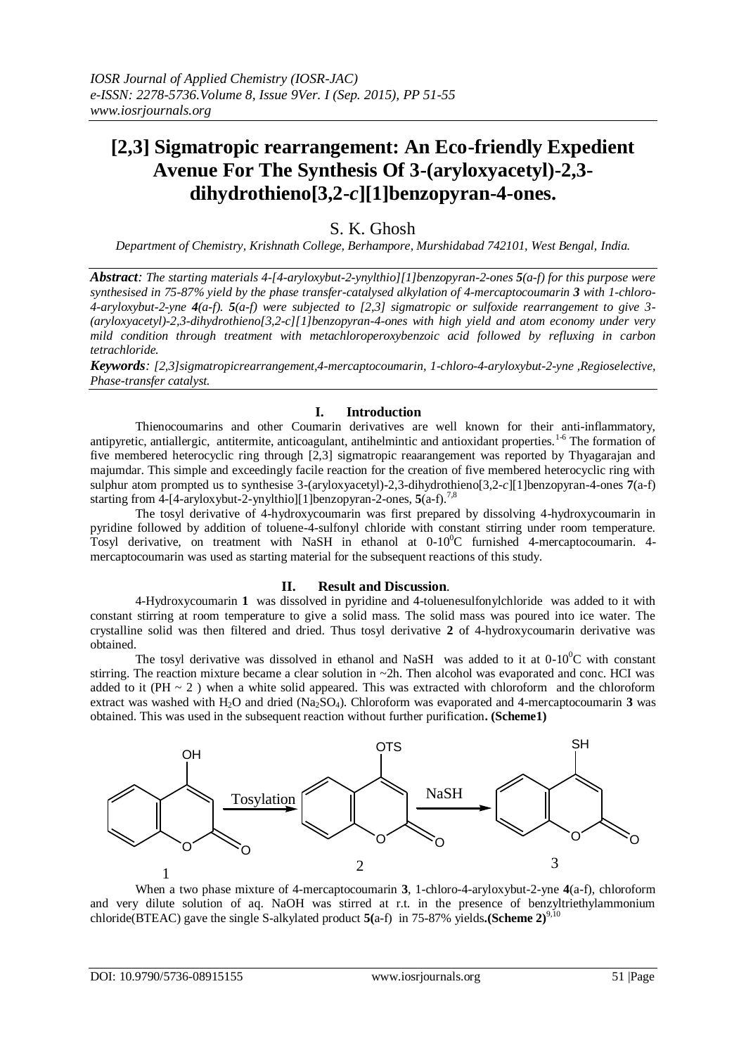# [2,3] Sigmatropic rearrangement: An Eco-friendly Expedient Avenue For The Synthesis Of 3-(aryloxyacetyl)-2,3-dihydrothieno[3,2-*c*][1]benzopyran-4-ones.

S. K. Ghosh

*Department of Chemistry, Krishnath College, Berhampore, Murshidabad 742101, West Bengal, India.*

***Abstract****: The starting materials 4-[4-aryloxybut-2-ynylthio][1]benzopyran-2-ones **5**(a-f) for this purpose were synthesised in 75-87% yield by the phase transfer-catalysed alkylation of 4-mercaptocoumarin **3** with 1-chloro-4-aryloxybut-2-yne **4**(a-f). **5**(a-f) were subjected to [2,3] sigmatropic or sulfoxide rearrangement to give 3-(aryloxyacetyl)-2,3-dihydrothieno[3,2-c][1]benzopyran-4-ones with high yield and atom economy under very mild condition through treatment with metachloroperoxybenzoic acid followed by refluxing in carbon tetrachloride.*

***Keywords****: [2,3]sigmatropicrearrangement,4-mercaptocoumarin, 1-chloro-4-aryloxybut-2-yne ,Regioselective, Phase-transfer catalyst.*

## I. Introduction

Thienocoumarins and other Coumarin derivatives are well known for their anti-inflammatory, antipyretic, antiallergic, antitermite, anticoagulant, antihelmintic and antioxidant properties.[1-6] The formation of five membered heterocyclic ring through [2,3] sigmatropic reaarangement was reported by Thyagarajan and majumdar. This simple and exceedingly facile reaction for the creation of five membered heterocyclic ring with sulphur atom prompted us to synthesise 3-(aryloxyacetyl)-2,3-dihydrothieno[3,2-*c*][1]benzopyran-4-ones **7**(a-f) starting from 4-[4-aryloxybut-2-ynylthio][1]benzopyran-2-ones, **5**(a-f).[7,8]

The tosyl derivative of 4-hydroxycoumarin was first prepared by dissolving 4-hydroxycoumarin in pyridine followed by addition of toluene-4-sulfonyl chloride with constant stirring under room temperature. Tosyl derivative, on treatment with NaSH in ethanol at 0-10$^0$C furnished 4-mercaptocoumarin. 4-mercaptocoumarin was used as starting material for the subsequent reactions of this study.

## II. Result and Discussion.

4-Hydroxycoumarin **1** was dissolved in pyridine and 4-toluenesulfonylchloride was added to it with constant stirring at room temperature to give a solid mass. The solid mass was poured into ice water. The crystalline solid was then filtered and dried. Thus tosyl derivative **2** of 4-hydroxycoumarin derivative was obtained.

The tosyl derivative was dissolved in ethanol and NaSH was added to it at 0-10$^0$C with constant stirring. The reaction mixture became a clear solution in ~2h. Then alcohol was evaporated and conc. HCl was added to it (PH ~ 2 ) when a white solid appeared. This was extracted with chloroform and the chloroform extract was washed with $H_2O$ and dried ($Na_2SO_4$). Chloroform was evaporated and 4-mercaptocoumarin **3** was obtained. This was used in the subsequent reaction without further purification**. (Scheme1)**

1 —Tosylation→ 2 —NaSH→ 3

When a two phase mixture of 4-mercaptocoumarin **3**, 1-chloro-4-aryloxybut-2-yne **4**(a-f), chloroform and very dilute solution of aq. NaOH was stirred at r.t. in the presence of benzyltriethylammonium chloride(BTEAC) gave the single S-alkylated product **5**(a-f) in 75-87% yields**.(Scheme 2)**[9,10]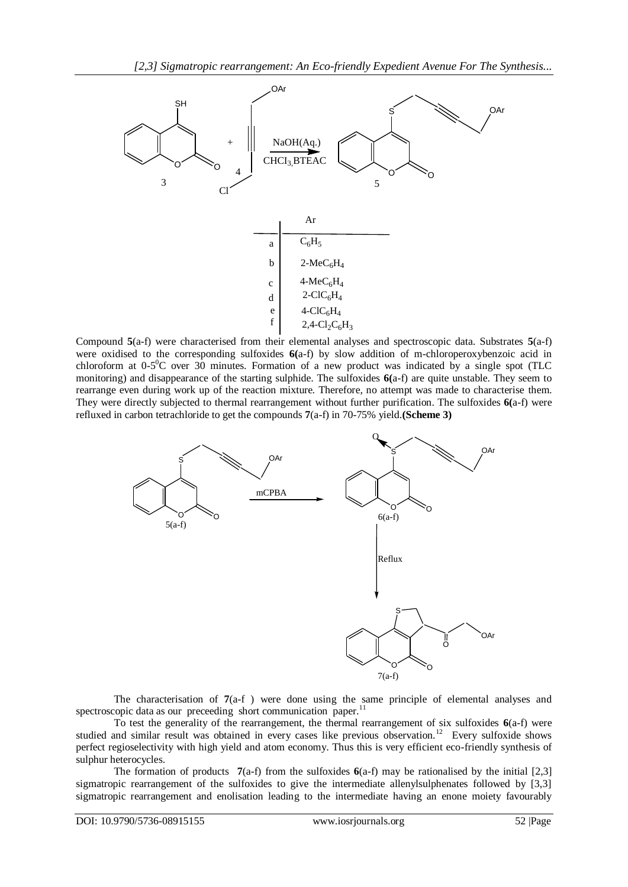| | Ar |
|---|---|
| a | $C_6H_5$ |
| b | $2\text{-}MeC_6H_4$ |
| c | $4\text{-}MeC_6H_4$ |
| d | $2\text{-}ClC_6H_4$ |
| e | $4\text{-}ClC_6H_4$ |
| f | $2,4\text{-}Cl_2C_6H_3$ |

Compound **5**(a-f) were characterised from their elemental analyses and spectroscopic data. Substrates **5**(a-f) were oxidised to the corresponding sulfoxides **6(**a-f) by slow addition of m-chloroperoxybenzoic acid in chloroform at 0-5$^0$C over 30 minutes. Formation of a new product was indicated by a single spot (TLC monitoring) and disappearance of the starting sulphide. The sulfoxides **6(**a-f) are quite unstable. They seem to rearrange even during work up of the reaction mixture. Therefore, no attempt was made to characterise them. They were directly subjected to thermal rearrangement without further purification. The sulfoxides **6(**a-f) were refluxed in carbon tetrachloride to get the compounds **7**(a-f) in 70-75% yield.**(Scheme 3)**

The characterisation of **7**(a-f ) were done using the same principle of elemental analyses and spectroscopic data as our preceeding short communication paper.[11]

To test the generality of the rearrangement, the thermal rearrangement of six sulfoxides **6**(a-f) were studied and similar result was obtained in every cases like previous observation.[12] Every sulfoxide shows perfect regioselectivity with high yield and atom economy. Thus this is very efficient eco-friendly synthesis of sulphur heterocycles.

The formation of products **7**(a-f) from the sulfoxides **6**(a-f) may be rationalised by the initial [2,3] sigmatropic rearrangement of the sulfoxides to give the intermediate allenylsulphenates followed by [3,3] sigmatropic rearrangement and enolisation leading to the intermediate having an enone moiety favourably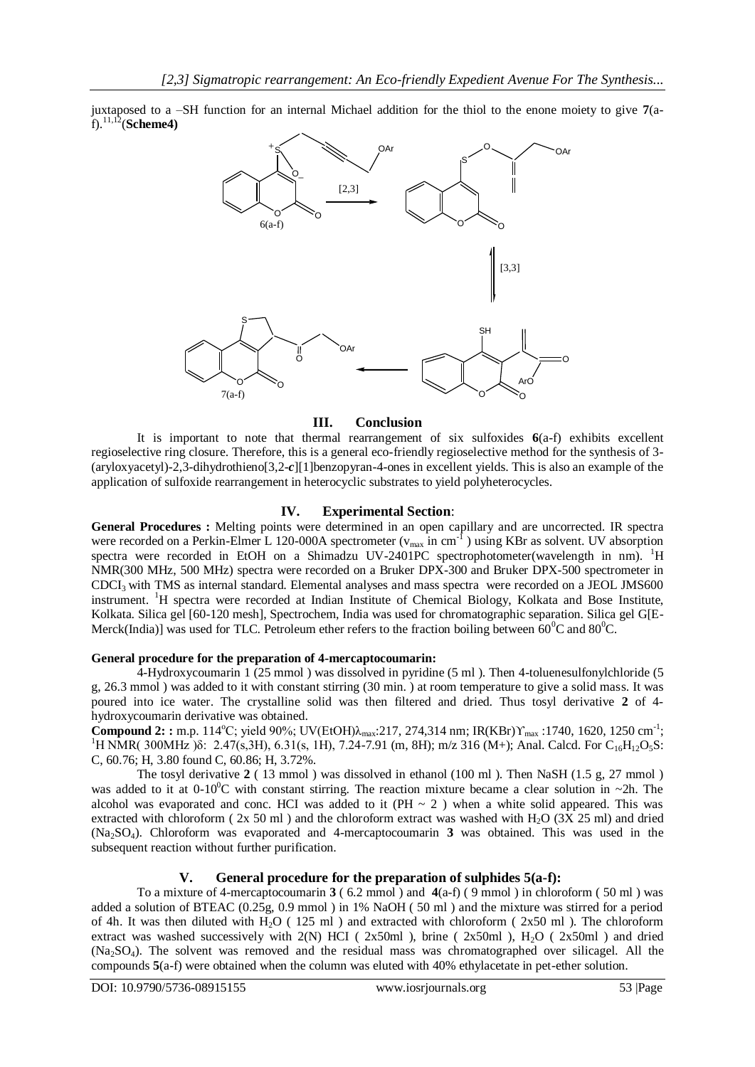juxtaposed to a –SH function for an internal Michael addition for the thiol to the enone moiety to give **7**(a-f).[11,12](**Scheme4)**

## III. Conclusion

It is important to note that thermal rearrangement of six sulfoxides **6**(a-f) exhibits excellent regioselective ring closure. Therefore, this is a general eco-friendly regioselective method for the synthesis of 3-(aryloxyacetyl)-2,3-dihydrothieno[3,2-*c*][1]benzopyran-4-ones in excellent yields. This is also an example of the application of sulfoxide rearrangement in heterocyclic substrates to yield polyheterocycles.

## IV. Experimental Section:

**General Procedures :** Melting points were determined in an open capillary and are uncorrected. IR spectra were recorded on a Perkin-Elmer L 120-000A spectrometer ($\nu_{max}$ in $cm^{-1}$ ) using KBr as solvent. UV absorption spectra were recorded in EtOH on a Shimadzu UV-2401PC spectrophotometer(wavelength in nm). $^1H$ NMR(300 MHz, 500 MHz) spectra were recorded on a Bruker DPX-300 and Bruker DPX-500 spectrometer in $CDCl_3$ with TMS as internal standard. Elemental analyses and mass spectra were recorded on a JEOL JMS600 instrument. $^1H$ spectra were recorded at Indian Institute of Chemical Biology, Kolkata and Bose Institute, Kolkata. Silica gel [60-120 mesh], Spectrochem, India was used for chromatographic separation. Silica gel G[E-Merck(India)] was used for TLC. Petroleum ether refers to the fraction boiling between $60^0C$ and $80^0C$.

**General procedure for the preparation of 4-mercaptocoumarin:**

4-Hydroxycoumarin 1 (25 mmol ) was dissolved in pyridine (5 ml ). Then 4-toluenesulfonylchloride (5 g, 26.3 mmol ) was added to it with constant stirring (30 min. ) at room temperature to give a solid mass. It was poured into ice water. The crystalline solid was then filtered and dried. Thus tosyl derivative **2** of 4-hydroxycoumarin derivative was obtained.

**Compound 2: :** m.p. $114^oC$; yield 90%; UV(EtOH)$\lambda_{max}$:217, 274,314 nm; IR(KBr)$\Upsilon_{max}$ :1740, 1620, 1250 $cm^{-1}$; $^1H$ NMR( 300MHz )δ: 2.47(s,3H), 6.31(s, 1H), 7.24-7.91 (m, 8H); m/z 316 (M+); Anal. Calcd. For $C_{16}H_{12}O_5S$: C, 60.76; H, 3.80 found C, 60.86; H, 3.72%.

The tosyl derivative **2** ( 13 mmol ) was dissolved in ethanol (100 ml ). Then NaSH (1.5 g, 27 mmol ) was added to it at $0\text{-}10^0C$ with constant stirring. The reaction mixture became a clear solution in ~2h. The alcohol was evaporated and conc. HCI was added to it (PH ~ 2 ) when a white solid appeared. This was extracted with chloroform ( 2x 50 ml ) and the chloroform extract was washed with $H_2O$ (3X 25 ml) and dried ($Na_2SO_4$). Chloroform was evaporated and 4-mercaptocoumarin **3** was obtained. This was used in the subsequent reaction without further purification.

## V. General procedure for the preparation of sulphides 5(a-f):

To a mixture of 4-mercaptocoumarin **3** ( 6.2 mmol ) and **4**(a-f) ( 9 mmol ) in chloroform ( 50 ml ) was added a solution of BTEAC (0.25g, 0.9 mmol ) in 1% NaOH ( 50 ml ) and the mixture was stirred for a period of 4h. It was then diluted with $H_2O$ ( 125 ml ) and extracted with chloroform ( 2x50 ml ). The chloroform extract was washed successively with 2(N) HCI ( 2x50ml ), brine ( 2x50ml ), $H_2O$ ( 2x50ml ) and dried ($Na_2SO_4$). The solvent was removed and the residual mass was chromatographed over silicagel. All the compounds **5**(a-f) were obtained when the column was eluted with 40% ethylacetate in pet-ether solution.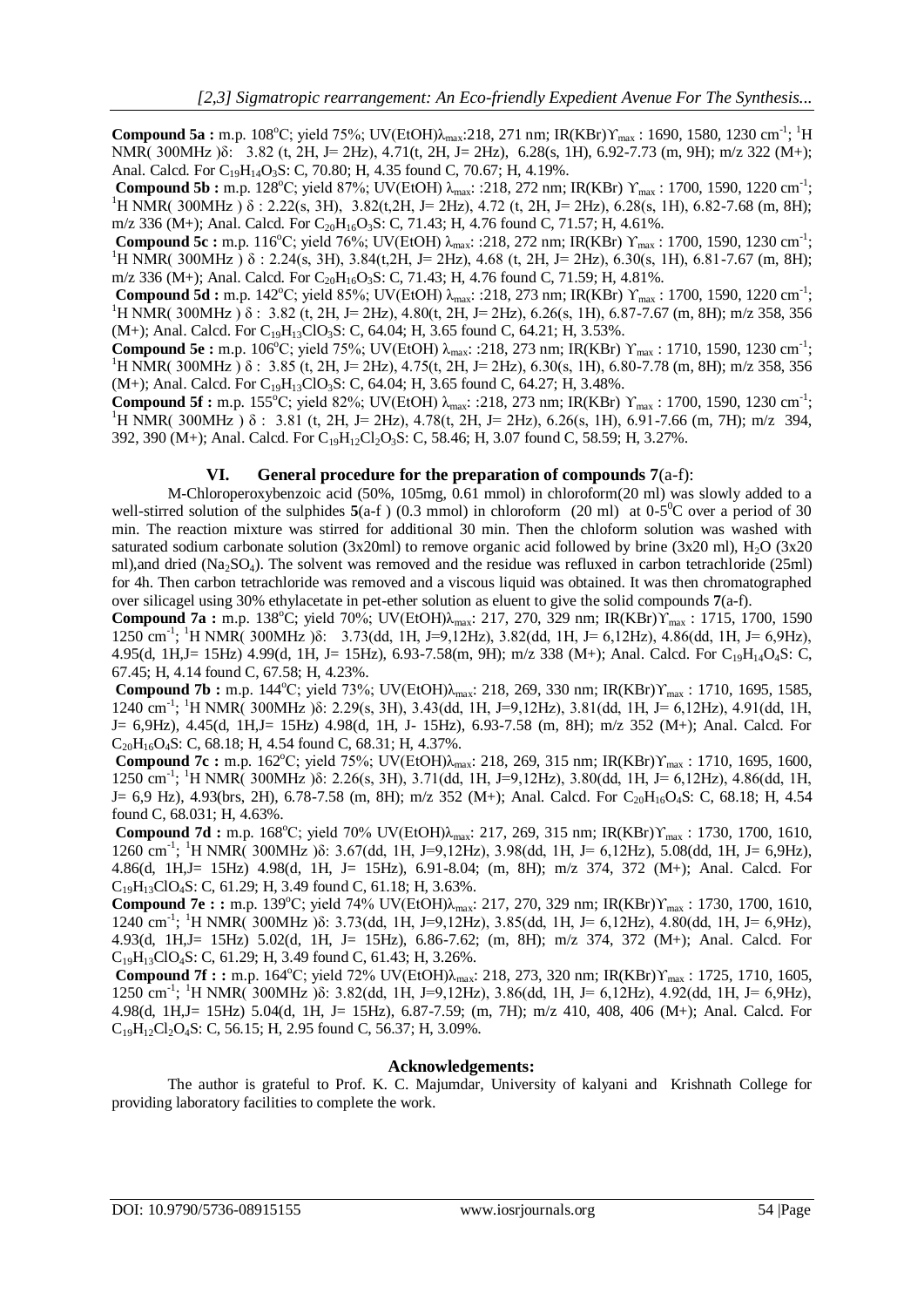**Compound 5a :** m.p. 108°C; yield 75%; UV(EtOH)$\lambda_{max}$:218, 271 nm; IR(KBr)$\Upsilon_{max}$ : 1690, 1580, 1230 cm$^{-1}$; $^{1}$H NMR( 300MHz )δ: 3.82 (t, 2H, J= 2Hz), 4.71(t, 2H, J= 2Hz), 6.28(s, 1H), 6.92-7.73 (m, 9H); m/z 322 (M+); Anal. Calcd. For $C_{19}H_{14}O_3S$: C, 70.80; H, 4.35 found C, 70.67; H, 4.19%.

**Compound 5b :** m.p. 128°C; yield 87%; UV(EtOH) $\lambda_{max}$: :218, 272 nm; IR(KBr) $\Upsilon_{max}$ : 1700, 1590, 1220 cm$^{-1}$; $^{1}$H NMR( 300MHz ) δ : 2.22(s, 3H), 3.82(t,2H, J= 2Hz), 4.72 (t, 2H, J= 2Hz), 6.28(s, 1H), 6.82-7.68 (m, 8H); m/z 336 (M+); Anal. Calcd. For $C_{20}H_{16}O_3S$: C, 71.43; H, 4.76 found C, 71.57; H, 4.61%.

**Compound 5c :** m.p. 116°C; yield 76%; UV(EtOH) $\lambda_{max}$: :218, 272 nm; IR(KBr) $\Upsilon_{max}$ : 1700, 1590, 1230 cm$^{-1}$; $^{1}$H NMR( 300MHz ) δ : 2.24(s, 3H), 3.84(t,2H, J= 2Hz), 4.68 (t, 2H, J= 2Hz), 6.30(s, 1H), 6.81-7.67 (m, 8H); m/z 336 (M+); Anal. Calcd. For $C_{20}H_{16}O_3S$: C, 71.43; H, 4.76 found C, 71.59; H, 4.81%.

**Compound 5d :** m.p. 142°C; yield 85%; UV(EtOH) $\lambda_{max}$: :218, 273 nm; IR(KBr) $\Upsilon_{max}$ : 1700, 1590, 1220 cm$^{-1}$; $^{1}$H NMR( 300MHz ) δ : 3.82 (t, 2H, J= 2Hz), 4.80(t, 2H, J= 2Hz), 6.26(s, 1H), 6.87-7.67 (m, 8H); m/z 358, 356 (M+); Anal. Calcd. For $C_{19}H_{13}ClO_3S$: C, 64.04; H, 3.65 found C, 64.21; H, 3.53%.

**Compound 5e :** m.p. 106°C; yield 75%; UV(EtOH) $\lambda_{max}$: :218, 273 nm; IR(KBr) $\Upsilon_{max}$ : 1710, 1590, 1230 cm$^{-1}$; $^{1}$H NMR( 300MHz ) δ : 3.85 (t, 2H, J= 2Hz), 4.75(t, 2H, J= 2Hz), 6.30(s, 1H), 6.80-7.78 (m, 8H); m/z 358, 356 (M+); Anal. Calcd. For $C_{19}H_{13}ClO_3S$: C, 64.04; H, 3.65 found C, 64.27; H, 3.48%.

**Compound 5f :** m.p. 155°C; yield 82%; UV(EtOH) $\lambda_{max}$: :218, 273 nm; IR(KBr) $\Upsilon_{max}$ : 1700, 1590, 1230 cm$^{-1}$; $^{1}$H NMR( 300MHz ) δ : 3.81 (t, 2H, J= 2Hz), 4.78(t, 2H, J= 2Hz), 6.26(s, 1H), 6.91-7.66 (m, 7H); m/z 394, 392, 390 (M+); Anal. Calcd. For $C_{19}H_{12}Cl_2O_3S$: C, 58.46; H, 3.07 found C, 58.59; H, 3.27%.

## VI. General procedure for the preparation of compounds 7(a-f):

M-Chloroperoxybenzoic acid (50%, 105mg, 0.61 mmol) in chloroform(20 ml) was slowly added to a well-stirred solution of the sulphides **5**(a-f ) (0.3 mmol) in chloroform (20 ml) at 0-5$^{0}$C over a period of 30 min. The reaction mixture was stirred for additional 30 min. Then the chloform solution was washed with saturated sodium carbonate solution (3x20ml) to remove organic acid followed by brine (3x20 ml), $H_2O$ (3x20 ml),and dried ($Na_2SO_4$). The solvent was removed and the residue was refluxed in carbon tetrachloride (25ml) for 4h. Then carbon tetrachloride was removed and a viscous liquid was obtained. It was then chromatographed over silicagel using 30% ethylacetate in pet-ether solution as eluent to give the solid compounds **7**(a-f).

**Compound 7a :** m.p. 138°C; yield 70%; UV(EtOH)$\lambda_{max}$: 217, 270, 329 nm; IR(KBr)$\Upsilon_{max}$ : 1715, 1700, 1590 1250 cm$^{-1}$; $^{1}$H NMR( 300MHz )δ: 3.73(dd, 1H, J=9,12Hz), 3.82(dd, 1H, J= 6,12Hz), 4.86(dd, 1H, J= 6,9Hz), 4.95(d, 1H,J= 15Hz) 4.99(d, 1H, J= 15Hz), 6.93-7.58(m, 9H); m/z 338 (M+); Anal. Calcd. For $C_{19}H_{14}O_4S$: C, 67.45; H, 4.14 found C, 67.58; H, 4.23%.

**Compound 7b :** m.p. 144°C; yield 73%; UV(EtOH)$\lambda_{max}$: 218, 269, 330 nm; IR(KBr)$\Upsilon_{max}$ : 1710, 1695, 1585, 1240 cm$^{-1}$; $^{1}$H NMR( 300MHz )δ: 2.29(s, 3H), 3.43(dd, 1H, J=9,12Hz), 3.81(dd, 1H, J= 6,12Hz), 4.91(dd, 1H, J= 6,9Hz), 4.45(d, 1H,J= 15Hz) 4.98(d, 1H, J- 15Hz), 6.93-7.58 (m, 8H); m/z 352 (M+); Anal. Calcd. For $C_{20}H_{16}O_4S$: C, 68.18; H, 4.54 found C, 68.31; H, 4.37%.

**Compound 7c :** m.p. 162°C; yield 75%; UV(EtOH)$\lambda_{max}$: 218, 269, 315 nm; IR(KBr)$\Upsilon_{max}$ : 1710, 1695, 1600, 1250 cm$^{-1}$; $^{1}$H NMR( 300MHz )δ: 2.26(s, 3H), 3.71(dd, 1H, J=9,12Hz), 3.80(dd, 1H, J= 6,12Hz), 4.86(dd, 1H, J= 6,9 Hz), 4.93(brs, 2H), 6.78-7.58 (m, 8H); m/z 352 (M+); Anal. Calcd. For $C_{20}H_{16}O_4S$: C, 68.18; H, 4.54 found C, 68.031; H, 4.63%.

**Compound 7d :** m.p. 168°C; yield 70% UV(EtOH)$\lambda_{max}$: 217, 269, 315 nm; IR(KBr)$\Upsilon_{max}$ : 1730, 1700, 1610, 1260 cm$^{-1}$; $^{1}$H NMR( 300MHz )δ: 3.67(dd, 1H, J=9,12Hz), 3.98(dd, 1H, J= 6,12Hz), 5.08(dd, 1H, J= 6,9Hz), 4.86(d, 1H,J= 15Hz) 4.98(d, 1H, J= 15Hz), 6.91-8.04; (m, 8H); m/z 374, 372 (M+); Anal. Calcd. For $C_{19}H_{13}ClO_4S$: C, 61.29; H, 3.49 found C, 61.18; H, 3.63%.

**Compound 7e : :** m.p. 139°C; yield 74% UV(EtOH)$\lambda_{max}$: 217, 270, 329 nm; IR(KBr)$\Upsilon_{max}$ : 1730, 1700, 1610, 1240 cm$^{-1}$; $^{1}$H NMR( 300MHz )δ: 3.73(dd, 1H, J=9,12Hz), 3.85(dd, 1H, J= 6,12Hz), 4.80(dd, 1H, J= 6,9Hz), 4.93(d, 1H,J= 15Hz) 5.02(d, 1H, J= 15Hz), 6.86-7.62; (m, 8H); m/z 374, 372 (M+); Anal. Calcd. For $C_{19}H_{13}ClO_4S$: C, 61.29; H, 3.49 found C, 61.43; H, 3.26%.

**Compound 7f : :** m.p. 164°C; yield 72% UV(EtOH)$\lambda_{max}$: 218, 273, 320 nm; IR(KBr)$\Upsilon_{max}$ : 1725, 1710, 1605, 1250 cm$^{-1}$; $^{1}$H NMR( 300MHz )δ: 3.82(dd, 1H, J=9,12Hz), 3.86(dd, 1H, J= 6,12Hz), 4.92(dd, 1H, J= 6,9Hz), 4.98(d, 1H,J= 15Hz) 5.04(d, 1H, J= 15Hz), 6.87-7.59; (m, 7H); m/z 410, 408, 406 (M+); Anal. Calcd. For $C_{19}H_{12}Cl_2O_4S$: C, 56.15; H, 2.95 found C, 56.37; H, 3.09%.

## Acknowledgements:

The author is grateful to Prof. K. C. Majumdar, University of kalyani and Krishnath College for providing laboratory facilities to complete the work.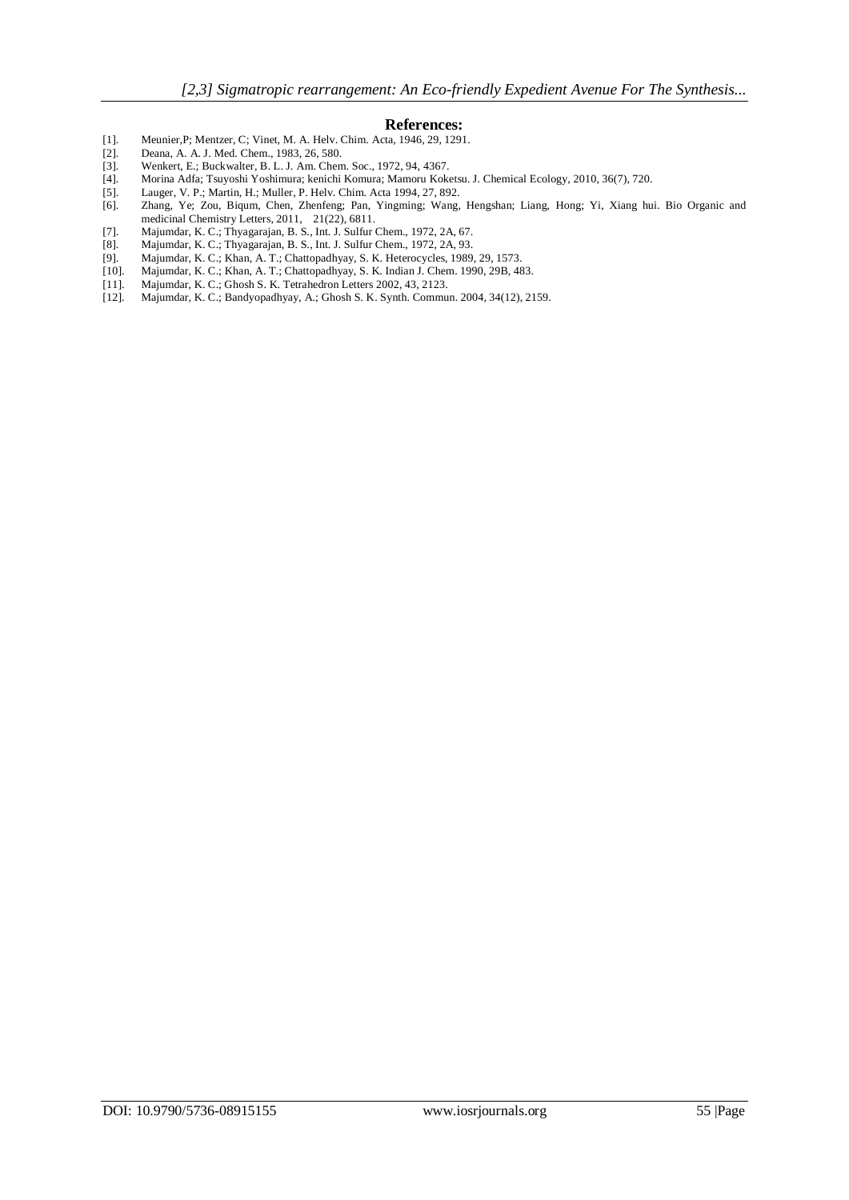## References:

[1]. Meunier,P; Mentzer, C; Vinet, M. A. Helv. Chim. Acta, 1946, 29, 1291.
[2]. Deana, A. A. J. Med. Chem., 1983, 26, 580.
[3]. Wenkert, E.; Buckwalter, B. L. J. Am. Chem. Soc., 1972, 94, 4367.
[4]. Morina Adfa; Tsuyoshi Yoshimura; kenichi Komura; Mamoru Koketsu. J. Chemical Ecology, 2010, 36(7), 720.
[5]. Lauger, V. P.; Martin, H.; Muller, P. Helv. Chim. Acta 1994, 27, 892.
[6]. Zhang, Ye; Zou, Biqum, Chen, Zhenfeng; Pan, Yingming; Wang, Hengshan; Liang, Hong; Yi, Xiang hui. Bio Organic and medicinal Chemistry Letters, 2011, 21(22), 6811.
[7]. Majumdar, K. C.; Thyagarajan, B. S., Int. J. Sulfur Chem., 1972, 2A, 67.
[8]. Majumdar, K. C.; Thyagarajan, B. S., Int. J. Sulfur Chem., 1972, 2A, 93.
[9]. Majumdar, K. C.; Khan, A. T.; Chattopadhyay, S. K. Heterocycles, 1989, 29, 1573.
[10]. Majumdar, K. C.; Khan, A. T.; Chattopadhyay, S. K. Indian J. Chem. 1990, 29B, 483.
[11]. Majumdar, K. C.; Ghosh S. K. Tetrahedron Letters 2002, 43, 2123.
[12]. Majumdar, K. C.; Bandyopadhyay, A.; Ghosh S. K. Synth. Commun. 2004, 34(12), 2159.